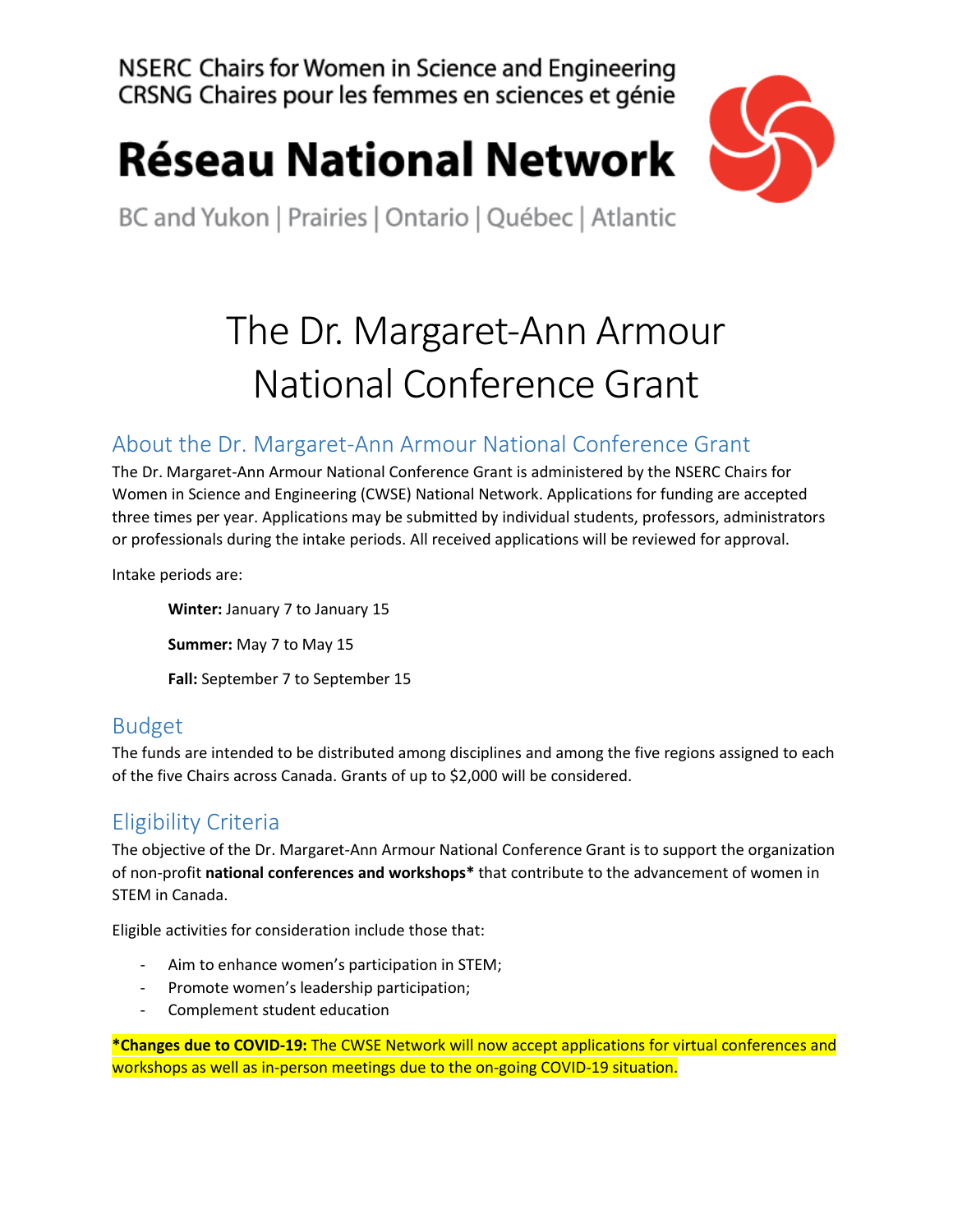NSERC Chairs for Women in Science and Engineering
CRSNG Chaires pour les femmes en sciences et génie

# Réseau National Network

BC and Yukon | Prairies | Ontario | Québec | Atlantic

# The Dr. Margaret-Ann Armour National Conference Grant

## About the Dr. Margaret-Ann Armour National Conference Grant

The Dr. Margaret-Ann Armour National Conference Grant is administered by the NSERC Chairs for Women in Science and Engineering (CWSE) National Network. Applications for funding are accepted three times per year. Applications may be submitted by individual students, professors, administrators or professionals during the intake periods. All received applications will be reviewed for approval.

Intake periods are:

**Winter:** January 7 to January 15

**Summer:** May 7 to May 15

**Fall:** September 7 to September 15

## Budget

The funds are intended to be distributed among disciplines and among the five regions assigned to each of the five Chairs across Canada. Grants of up to $2,000 will be considered.

## Eligibility Criteria

The objective of the Dr. Margaret-Ann Armour National Conference Grant is to support the organization of non-profit **national conferences and workshops*** that contribute to the advancement of women in STEM in Canada.

Eligible activities for consideration include those that:

- Aim to enhance women's participation in STEM;
- Promote women's leadership participation;
- Complement student education

***Changes due to COVID-19:** The CWSE Network will now accept applications for virtual conferences and workshops as well as in-person meetings due to the on-going COVID-19 situation.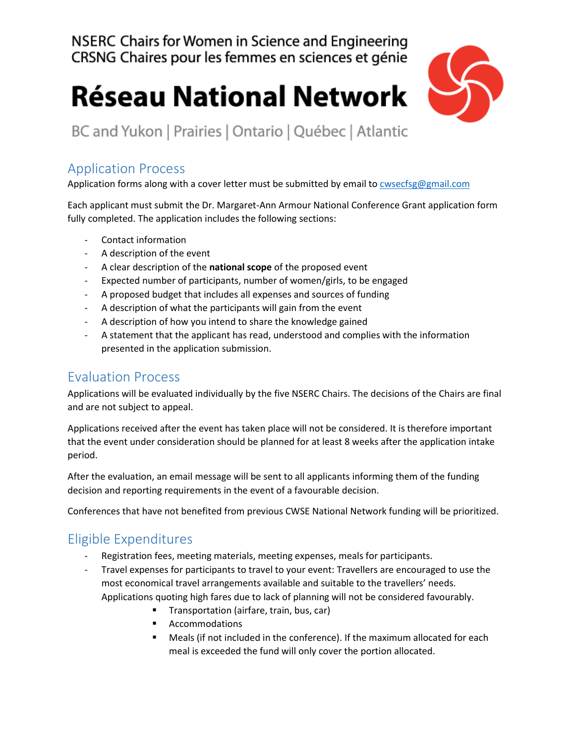NSERC Chairs for Women in Science and Engineering
CRSNG Chaires pour les femmes en sciences et génie

# Réseau National Network

BC and Yukon | Prairies | Ontario | Québec | Atlantic

## Application Process

Application forms along with a cover letter must be submitted by email to cwsecfsg@gmail.com

Each applicant must submit the Dr. Margaret-Ann Armour National Conference Grant application form fully completed. The application includes the following sections:

- Contact information
- A description of the event
- A clear description of the **national scope** of the proposed event
- Expected number of participants, number of women/girls, to be engaged
- A proposed budget that includes all expenses and sources of funding
- A description of what the participants will gain from the event
- A description of how you intend to share the knowledge gained
- A statement that the applicant has read, understood and complies with the information presented in the application submission.

## Evaluation Process

Applications will be evaluated individually by the five NSERC Chairs. The decisions of the Chairs are final and are not subject to appeal.

Applications received after the event has taken place will not be considered. It is therefore important that the event under consideration should be planned for at least 8 weeks after the application intake period.

After the evaluation, an email message will be sent to all applicants informing them of the funding decision and reporting requirements in the event of a favourable decision.

Conferences that have not benefited from previous CWSE National Network funding will be prioritized.

## Eligible Expenditures

- Registration fees, meeting materials, meeting expenses, meals for participants.
- Travel expenses for participants to travel to your event: Travellers are encouraged to use the most economical travel arrangements available and suitable to the travellers' needs. Applications quoting high fares due to lack of planning will not be considered favourably.
  - Transportation (airfare, train, bus, car)
  - Accommodations
  - Meals (if not included in the conference). If the maximum allocated for each meal is exceeded the fund will only cover the portion allocated.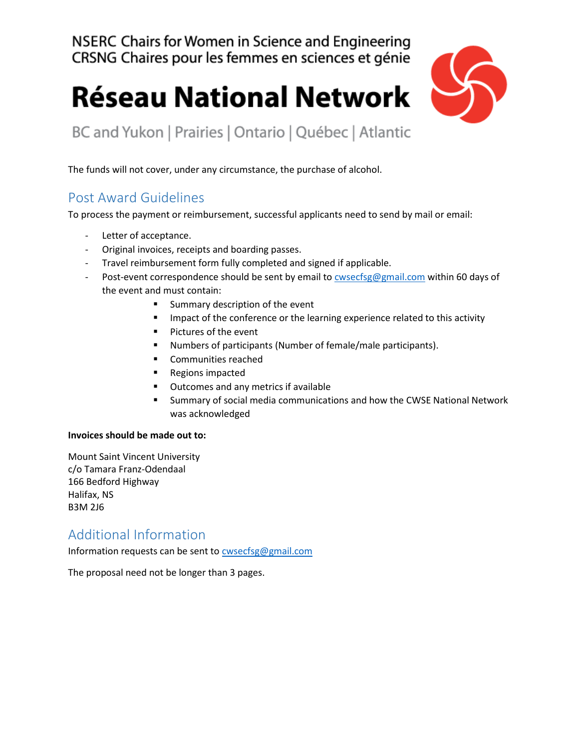The funds will not cover, under any circumstance, the purchase of alcohol.

## Post Award Guidelines

To process the payment or reimbursement, successful applicants need to send by mail or email:

- Letter of acceptance.
- Original invoices, receipts and boarding passes.
- Travel reimbursement form fully completed and signed if applicable.
- Post-event correspondence should be sent by email to cwsecfsg@gmail.com within 60 days of the event and must contain:
    - Summary description of the event
    - Impact of the conference or the learning experience related to this activity
    - Pictures of the event
    - Numbers of participants (Number of female/male participants).
    - Communities reached
    - Regions impacted
    - Outcomes and any metrics if available
    - Summary of social media communications and how the CWSE National Network was acknowledged

**Invoices should be made out to:**

Mount Saint Vincent University
c/o Tamara Franz-Odendaal
166 Bedford Highway
Halifax, NS
B3M 2J6

## Additional Information

Information requests can be sent to cwsecfsg@gmail.com

The proposal need not be longer than 3 pages.